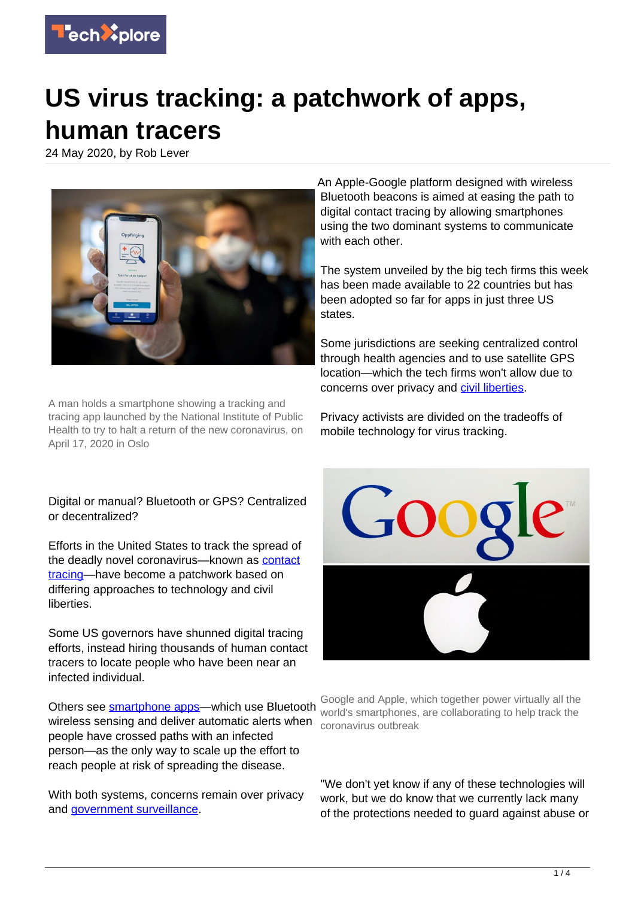# US virus tracking: a patchwork of apps, human tracers

24 May 2020, by Rob Lever

A man holds a smartphone showing a tracking and tracing app launched by the National Institute of Public Health to try to halt a return of the new coronavirus, on April 17, 2020 in Oslo

Digital or manual? Bluetooth or GPS? Centralized or decentralized?

Efforts in the United States to track the spread of the deadly novel coronavirus—known as contact tracing—have become a patchwork based on differing approaches to technology and civil liberties.

Some US governors have shunned digital tracing efforts, instead hiring thousands of human contact tracers to locate people who have been near an infected individual.

Others see smartphone apps—which use Bluetooth wireless sensing and deliver automatic alerts when people have crossed paths with an infected person—as the only way to scale up the effort to reach people at risk of spreading the disease.

With both systems, concerns remain over privacy and government surveillance.

An Apple-Google platform designed with wireless Bluetooth beacons is aimed at easing the path to digital contact tracing by allowing smartphones using the two dominant systems to communicate with each other.

The system unveiled by the big tech firms this week has been made available to 22 countries but has been adopted so far for apps in just three US states.

Some jurisdictions are seeking centralized control through health agencies and to use satellite GPS location—which the tech firms won't allow due to concerns over privacy and civil liberties.

Privacy activists are divided on the tradeoffs of mobile technology for virus tracking.

Google and Apple, which together power virtually all the world's smartphones, are collaborating to help track the coronavirus outbreak

"We don't yet know if any of these technologies will work, but we do know that we currently lack many of the protections needed to guard against abuse or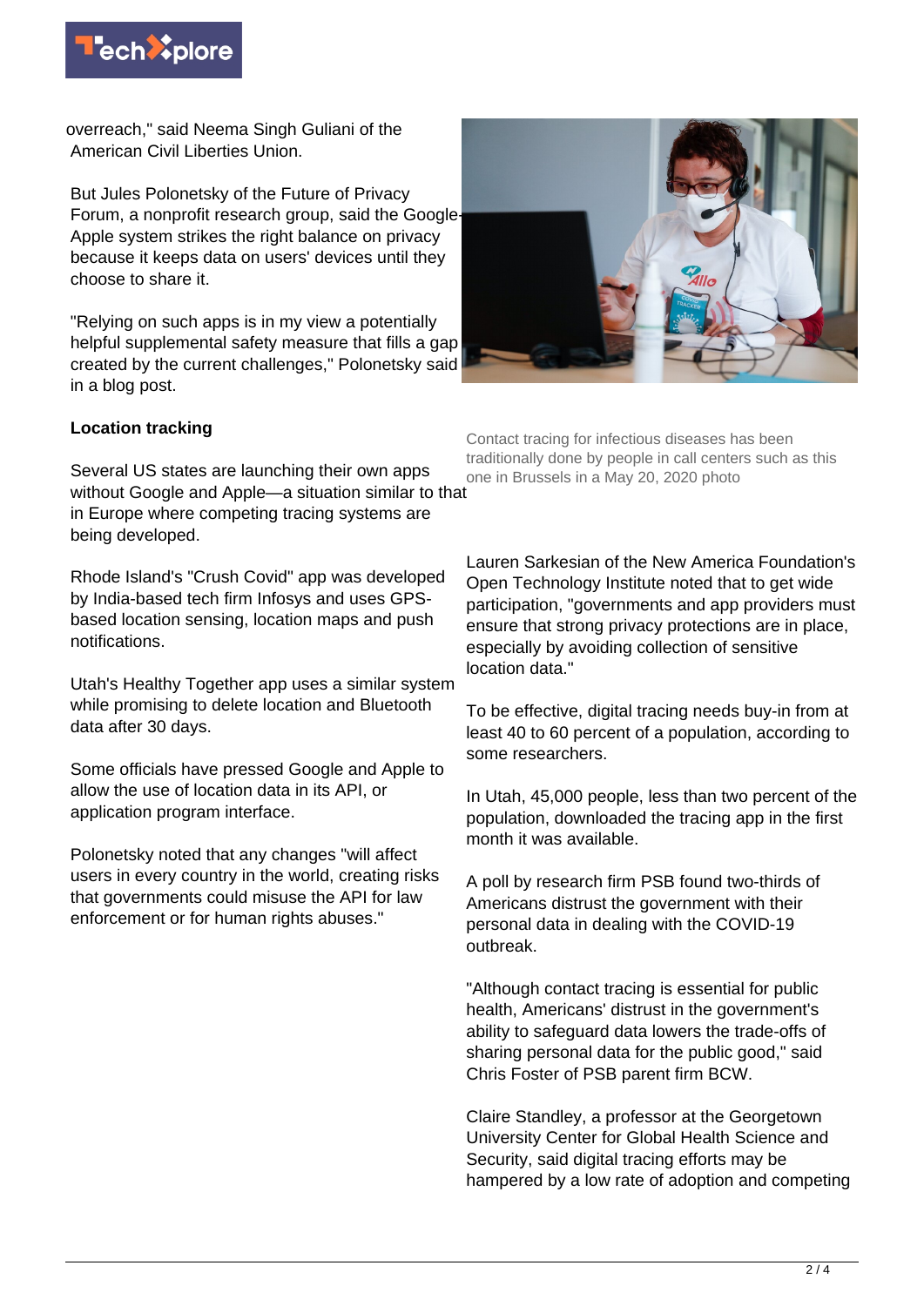overreach," said Neema Singh Guliani of the American Civil Liberties Union.

But Jules Polonetsky of the Future of Privacy Forum, a nonprofit research group, said the Google-Apple system strikes the right balance on privacy because it keeps data on users' devices until they choose to share it.

"Relying on such apps is in my view a potentially helpful supplemental safety measure that fills a gap created by the current challenges," Polonetsky said in a blog post.

**Location tracking**

Several US states are launching their own apps without Google and Apple—a situation similar to that in Europe where competing tracing systems are being developed.

Rhode Island's "Crush Covid" app was developed by India-based tech firm Infosys and uses GPS-based location sensing, location maps and push notifications.

Utah's Healthy Together app uses a similar system while promising to delete location and Bluetooth data after 30 days.

Some officials have pressed Google and Apple to allow the use of location data in its API, or application program interface.

Polonetsky noted that any changes "will affect users in every country in the world, creating risks that governments could misuse the API for law enforcement or for human rights abuses."

Contact tracing for infectious diseases has been traditionally done by people in call centers such as this one in Brussels in a May 20, 2020 photo

Lauren Sarkesian of the New America Foundation's Open Technology Institute noted that to get wide participation, "governments and app providers must ensure that strong privacy protections are in place, especially by avoiding collection of sensitive location data."

To be effective, digital tracing needs buy-in from at least 40 to 60 percent of a population, according to some researchers.

In Utah, 45,000 people, less than two percent of the population, downloaded the tracing app in the first month it was available.

A poll by research firm PSB found two-thirds of Americans distrust the government with their personal data in dealing with the COVID-19 outbreak.

"Although contact tracing is essential for public health, Americans' distrust in the government's ability to safeguard data lowers the trade-offs of sharing personal data for the public good," said Chris Foster of PSB parent firm BCW.

Claire Standley, a professor at the Georgetown University Center for Global Health Science and Security, said digital tracing efforts may be hampered by a low rate of adoption and competing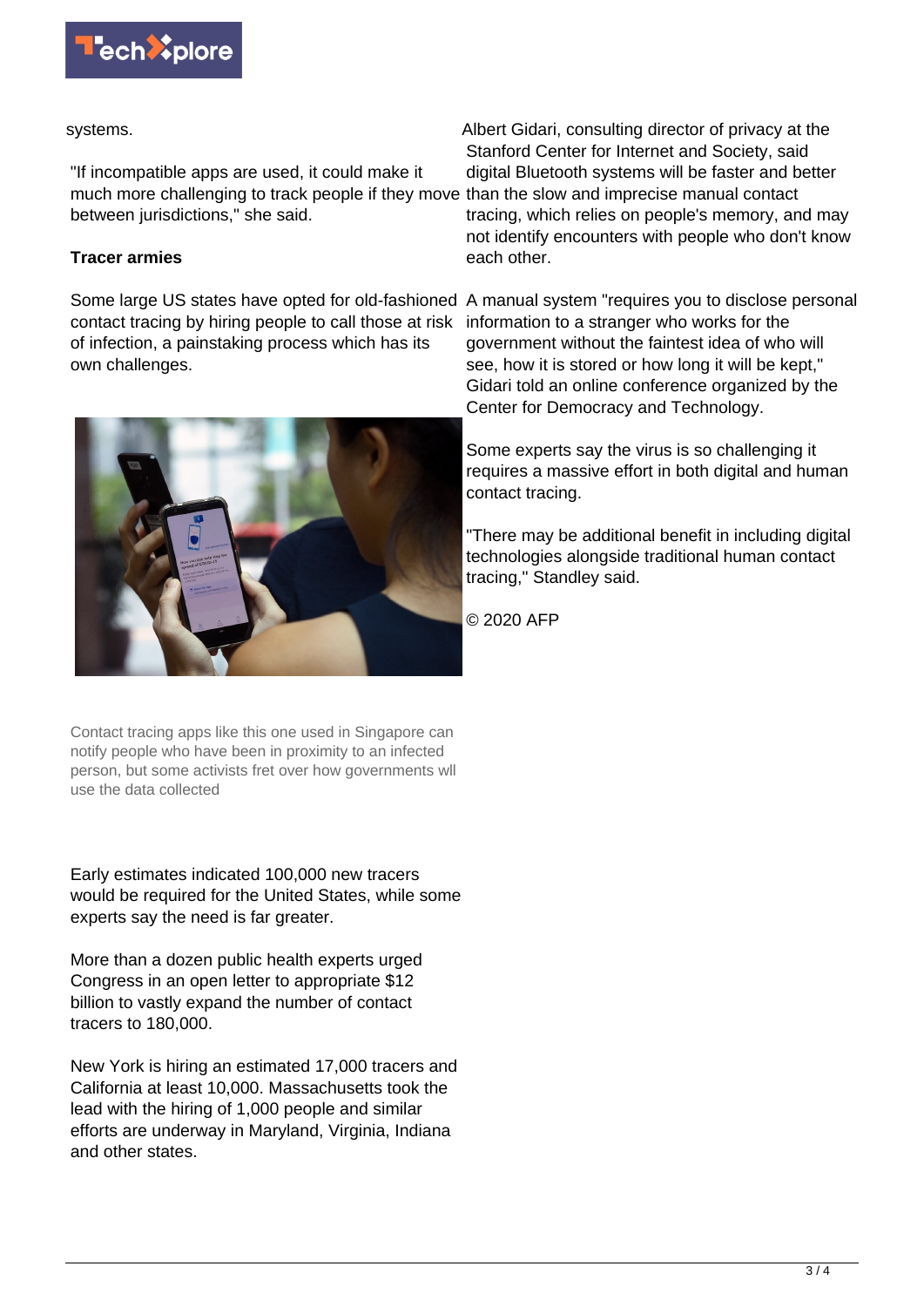systems.

"If incompatible apps are used, it could make it much more challenging to track people if they move between jurisdictions," she said.

**Tracer armies**

Some large US states have opted for old-fashioned contact tracing by hiring people to call those at risk of infection, a painstaking process which has its own challenges.

Contact tracing apps like this one used in Singapore can notify people who have been in proximity to an infected person, but some activists fret over how governments wll use the data collected

Early estimates indicated 100,000 new tracers would be required for the United States, while some experts say the need is far greater.

More than a dozen public health experts urged Congress in an open letter to appropriate $12 billion to vastly expand the number of contact tracers to 180,000.

New York is hiring an estimated 17,000 tracers and California at least 10,000. Massachusetts took the lead with the hiring of 1,000 people and similar efforts are underway in Maryland, Virginia, Indiana and other states.

Albert Gidari, consulting director of privacy at the Stanford Center for Internet and Society, said digital Bluetooth systems will be faster and better than the slow and imprecise manual contact tracing, which relies on people's memory, and may not identify encounters with people who don't know each other.

A manual system "requires you to disclose personal information to a stranger who works for the government without the faintest idea of who will see, how it is stored or how long it will be kept," Gidari told an online conference organized by the Center for Democracy and Technology.

Some experts say the virus is so challenging it requires a massive effort in both digital and human contact tracing.

"There may be additional benefit in including digital technologies alongside traditional human contact tracing," Standley said.

© 2020 AFP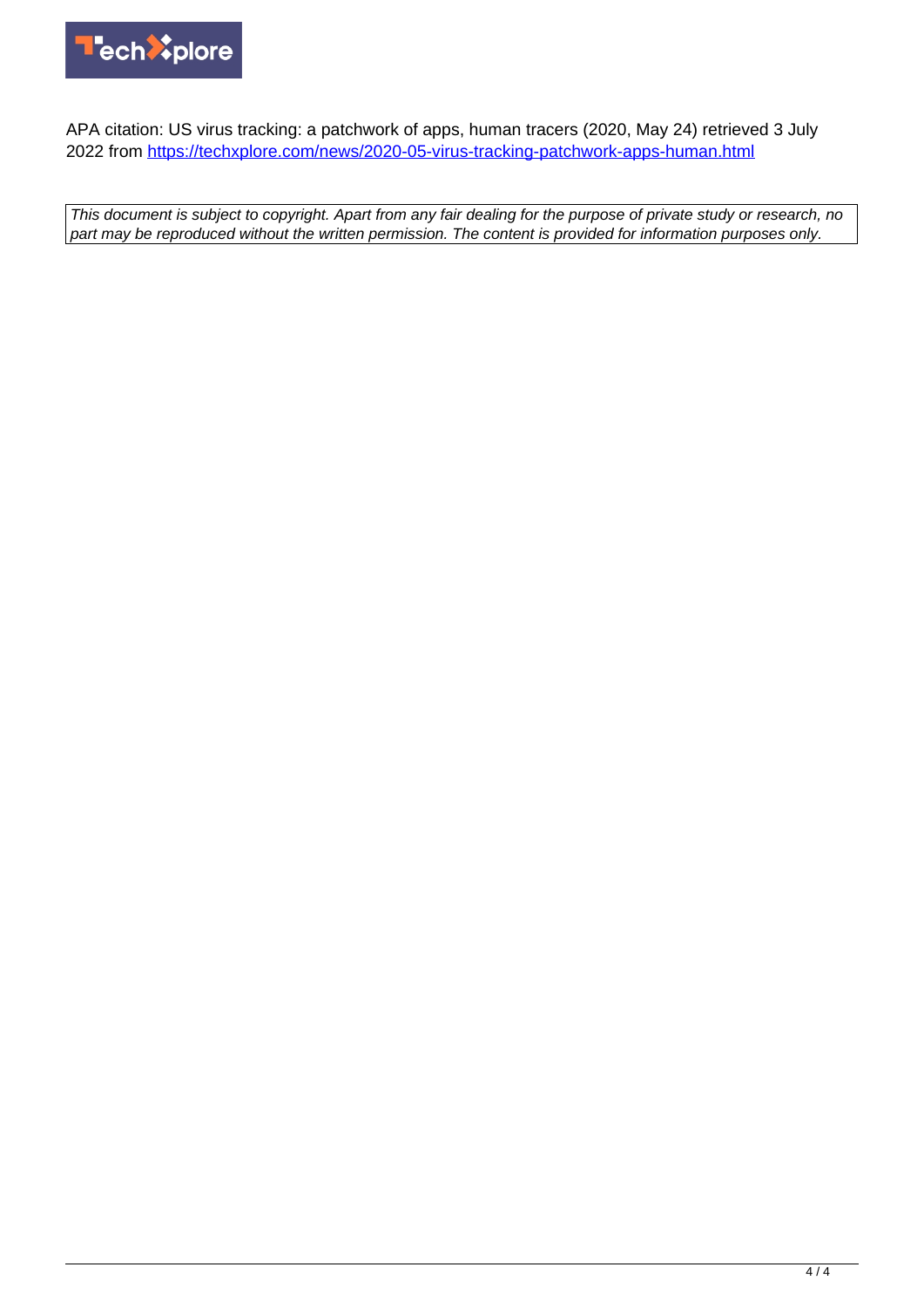APA citation: US virus tracking: a patchwork of apps, human tracers (2020, May 24) retrieved 3 July 2022 from https://techxplore.com/news/2020-05-virus-tracking-patchwork-apps-human.html

*This document is subject to copyright. Apart from any fair dealing for the purpose of private study or research, no part may be reproduced without the written permission. The content is provided for information purposes only.*